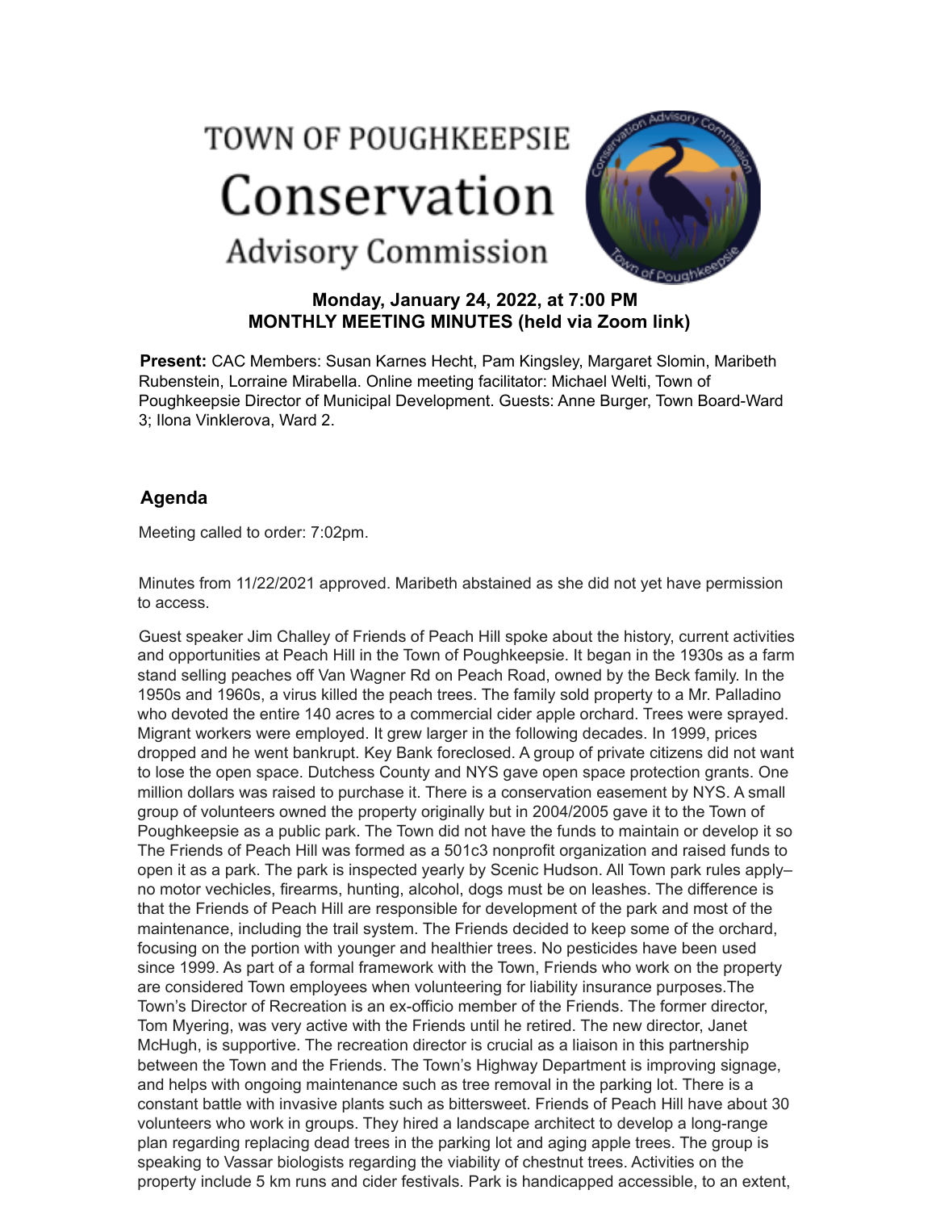# TOWN OF POUGHKEEPSIE
# Conservation
## Advisory Commission

**Monday, January 24, 2022, at 7:00 PM**
**MONTHLY MEETING MINUTES (held via Zoom link)**

**Present:** CAC Members: Susan Karnes Hecht, Pam Kingsley, Margaret Slomin, Maribeth Rubenstein, Lorraine Mirabella. Online meeting facilitator: Michael Welti, Town of Poughkeepsie Director of Municipal Development. Guests: Anne Burger, Town Board-Ward 3; Ilona Vinklerova, Ward 2.

### Agenda

Meeting called to order: 7:02pm.

Minutes from 11/22/2021 approved. Maribeth abstained as she did not yet have permission to access.

Guest speaker Jim Challey of Friends of Peach Hill spoke about the history, current activities and opportunities at Peach Hill in the Town of Poughkeepsie. It began in the 1930s as a farm stand selling peaches off Van Wagner Rd on Peach Road, owned by the Beck family. In the 1950s and 1960s, a virus killed the peach trees. The family sold property to a Mr. Palladino who devoted the entire 140 acres to a commercial cider apple orchard. Trees were sprayed. Migrant workers were employed. It grew larger in the following decades. In 1999, prices dropped and he went bankrupt. Key Bank foreclosed. A group of private citizens did not want to lose the open space. Dutchess County and NYS gave open space protection grants. One million dollars was raised to purchase it. There is a conservation easement by NYS. A small group of volunteers owned the property originally but in 2004/2005 gave it to the Town of Poughkeepsie as a public park. The Town did not have the funds to maintain or develop it so The Friends of Peach Hill was formed as a 501c3 nonprofit organization and raised funds to open it as a park. The park is inspected yearly by Scenic Hudson. All Town park rules apply– no motor vechicles, firearms, hunting, alcohol, dogs must be on leashes. The difference is that the Friends of Peach Hill are responsible for development of the park and most of the maintenance, including the trail system. The Friends decided to keep some of the orchard, focusing on the portion with younger and healthier trees. No pesticides have been used since 1999. As part of a formal framework with the Town, Friends who work on the property are considered Town employees when volunteering for liability insurance purposes.The Town's Director of Recreation is an ex-officio member of the Friends. The former director, Tom Myering, was very active with the Friends until he retired. The new director, Janet McHugh, is supportive. The recreation director is crucial as a liaison in this partnership between the Town and the Friends. The Town's Highway Department is improving signage, and helps with ongoing maintenance such as tree removal in the parking lot. There is a constant battle with invasive plants such as bittersweet. Friends of Peach Hill have about 30 volunteers who work in groups. They hired a landscape architect to develop a long-range plan regarding replacing dead trees in the parking lot and aging apple trees. The group is speaking to Vassar biologists regarding the viability of chestnut trees. Activities on the property include 5 km runs and cider festivals. Park is handicapped accessible, to an extent,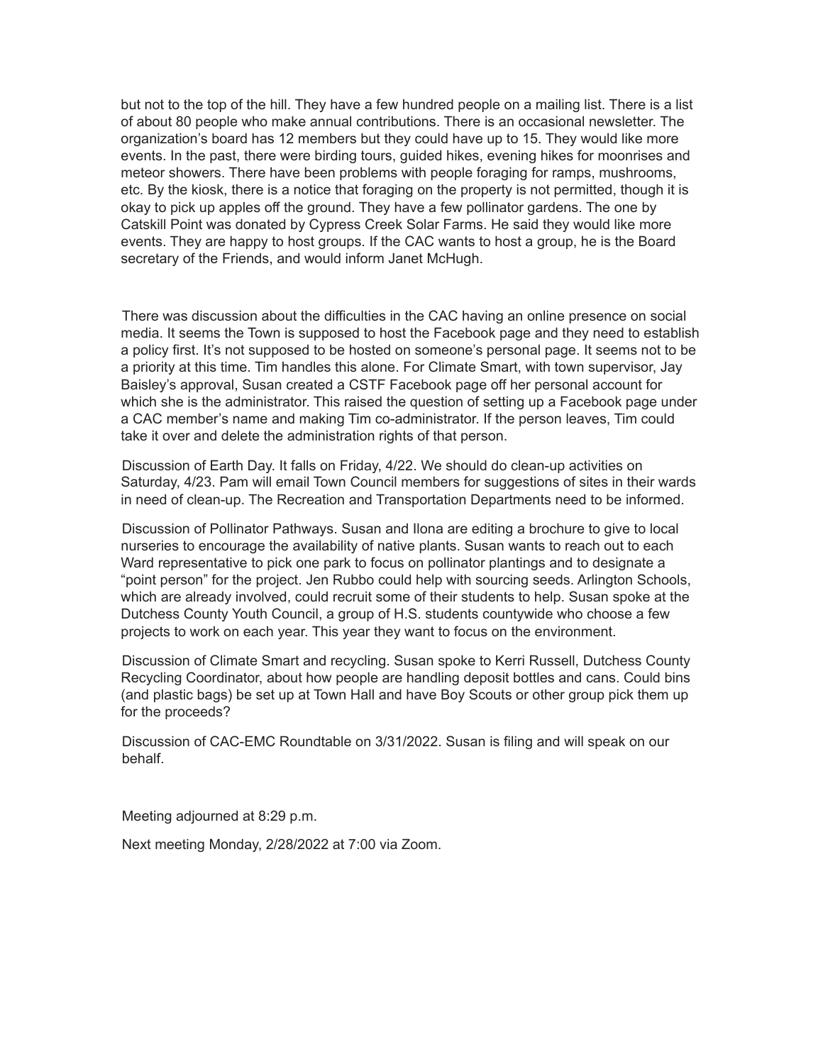but not to the top of the hill. They have a few hundred people on a mailing list. There is a list of about 80 people who make annual contributions. There is an occasional newsletter. The organization's board has 12 members but they could have up to 15. They would like more events. In the past, there were birding tours, guided hikes, evening hikes for moonrises and meteor showers. There have been problems with people foraging for ramps, mushrooms, etc. By the kiosk, there is a notice that foraging on the property is not permitted, though it is okay to pick up apples off the ground. They have a few pollinator gardens. The one by Catskill Point was donated by Cypress Creek Solar Farms. He said they would like more events. They are happy to host groups. If the CAC wants to host a group, he is the Board secretary of the Friends, and would inform Janet McHugh.

There was discussion about the difficulties in the CAC having an online presence on social media. It seems the Town is supposed to host the Facebook page and they need to establish a policy first. It's not supposed to be hosted on someone's personal page. It seems not to be a priority at this time. Tim handles this alone. For Climate Smart, with town supervisor, Jay Baisley's approval, Susan created a CSTF Facebook page off her personal account for which she is the administrator. This raised the question of setting up a Facebook page under a CAC member's name and making Tim co-administrator. If the person leaves, Tim could take it over and delete the administration rights of that person.

Discussion of Earth Day. It falls on Friday, 4/22. We should do clean-up activities on Saturday, 4/23. Pam will email Town Council members for suggestions of sites in their wards in need of clean-up. The Recreation and Transportation Departments need to be informed.

Discussion of Pollinator Pathways. Susan and Ilona are editing a brochure to give to local nurseries to encourage the availability of native plants. Susan wants to reach out to each Ward representative to pick one park to focus on pollinator plantings and to designate a "point person" for the project. Jen Rubbo could help with sourcing seeds. Arlington Schools, which are already involved, could recruit some of their students to help. Susan spoke at the Dutchess County Youth Council, a group of H.S. students countywide who choose a few projects to work on each year. This year they want to focus on the environment.

Discussion of Climate Smart and recycling. Susan spoke to Kerri Russell, Dutchess County Recycling Coordinator, about how people are handling deposit bottles and cans. Could bins (and plastic bags) be set up at Town Hall and have Boy Scouts or other group pick them up for the proceeds?

Discussion of CAC-EMC Roundtable on 3/31/2022. Susan is filing and will speak on our behalf.

Meeting adjourned at 8:29 p.m.

Next meeting Monday, 2/28/2022 at 7:00 via Zoom.